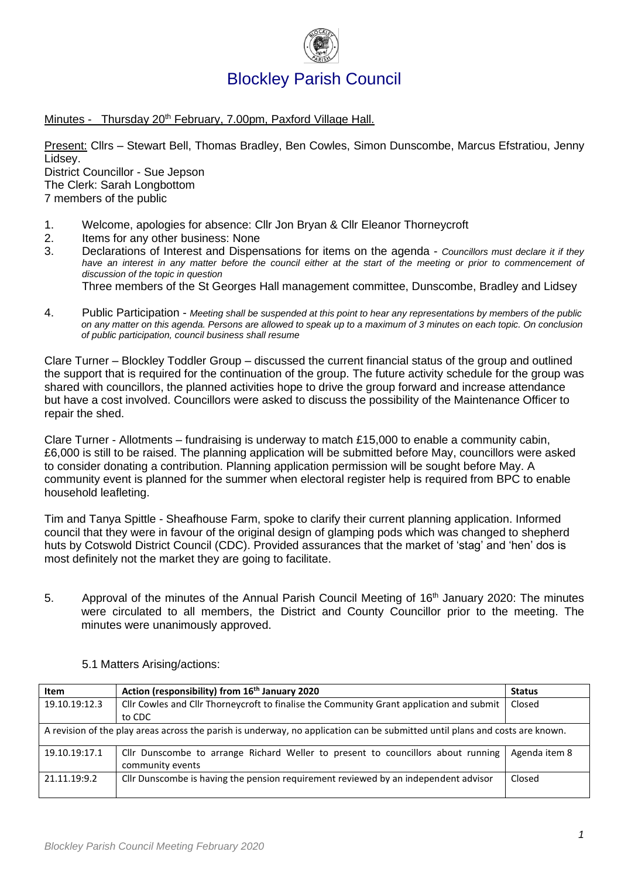# Blockley Parish Council

Minutes - Thursday 20th February, 7.00pm, Paxford Village Hall.

Present: Cllrs – Stewart Bell, Thomas Bradley, Ben Cowles, Simon Dunscombe, Marcus Efstratiou, Jenny Lidsey.
District Councillor - Sue Jepson
The Clerk: Sarah Longbottom
7 members of the public

1. Welcome, apologies for absence: Cllr Jon Bryan & Cllr Eleanor Thorneycroft
2. Items for any other business: None
3. Declarations of Interest and Dispensations for items on the agenda - *Councillors must declare it if they have an interest in any matter before the council either at the start of the meeting or prior to commencement of discussion of the topic in question*
   Three members of the St Georges Hall management committee, Dunscombe, Bradley and Lidsey
4. Public Participation - *Meeting shall be suspended at this point to hear any representations by members of the public on any matter on this agenda. Persons are allowed to speak up to a maximum of 3 minutes on each topic. On conclusion of public participation, council business shall resume*

Clare Turner – Blockley Toddler Group – discussed the current financial status of the group and outlined the support that is required for the continuation of the group. The future activity schedule for the group was shared with councillors, the planned activities hope to drive the group forward and increase attendance but have a cost involved. Councillors were asked to discuss the possibility of the Maintenance Officer to repair the shed.

Clare Turner - Allotments – fundraising is underway to match £15,000 to enable a community cabin, £6,000 is still to be raised. The planning application will be submitted before May, councillors were asked to consider donating a contribution. Planning application permission will be sought before May. A community event is planned for the summer when electoral register help is required from BPC to enable household leafleting.

Tim and Tanya Spittle - Sheafhouse Farm, spoke to clarify their current planning application. Informed council that they were in favour of the original design of glamping pods which was changed to shepherd huts by Cotswold District Council (CDC). Provided assurances that the market of 'stag' and 'hen' dos is most definitely not the market they are going to facilitate.

5. Approval of the minutes of the Annual Parish Council Meeting of 16th January 2020: The minutes were circulated to all members, the District and County Councillor prior to the meeting. The minutes were unanimously approved.

   5.1 Matters Arising/actions:

| Item | Action (responsibility) from 16th January 2020 | Status |
|---|---|---|
| 19.10.19:12.3 | Cllr Cowles and Cllr Thorneycroft to finalise the Community Grant application and submit to CDC | Closed |
| A revision of the play areas across the parish is underway, no application can be submitted until plans and costs are known. | | |
| 19.10.19:17.1 | Cllr Dunscombe to arrange Richard Weller to present to councillors about running community events | Agenda item 8 |
| 21.11.19:9.2 | Cllr Dunscombe is having the pension requirement reviewed by an independent advisor | Closed |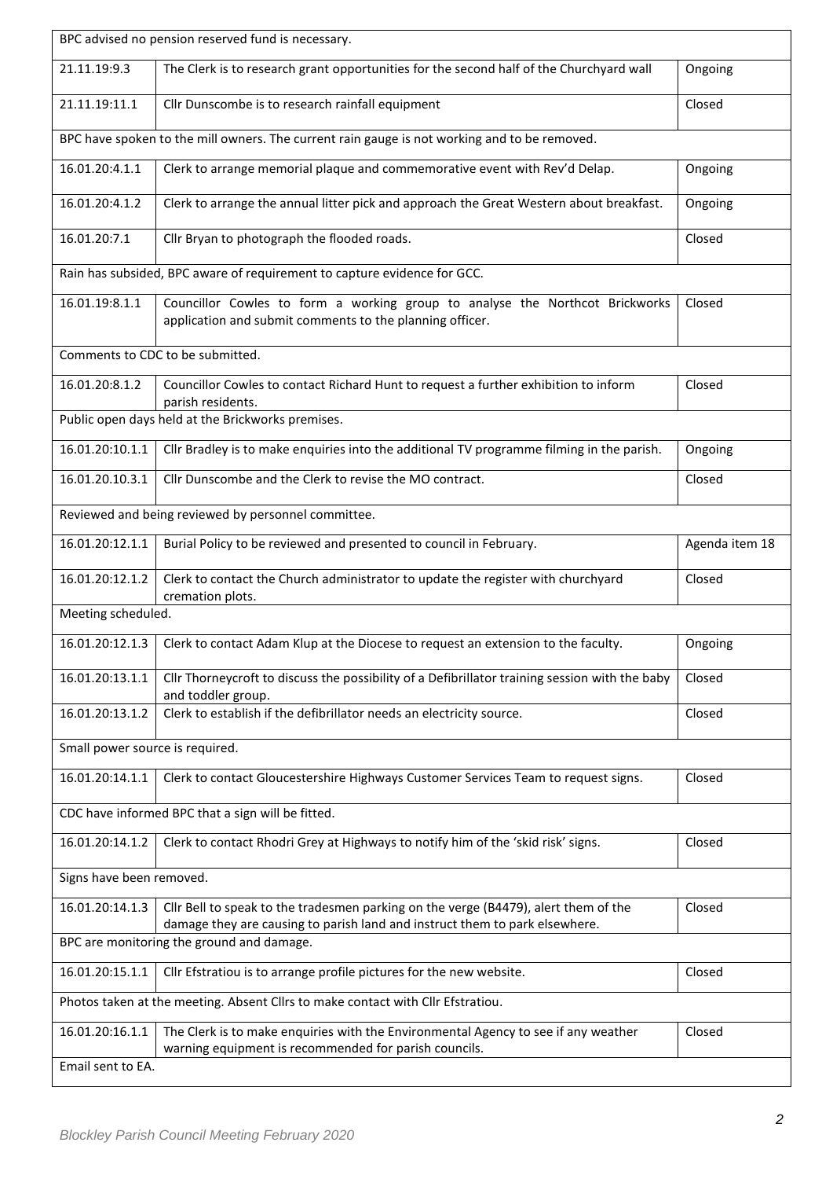| | | |
|---|---|---|
| BPC advised no pension reserved fund is necessary. | | |
| 21.11.19:9.3 | The Clerk is to research grant opportunities for the second half of the Churchyard wall | Ongoing |
| 21.11.19:11.1 | Cllr Dunscombe is to research rainfall equipment | Closed |
| BPC have spoken to the mill owners. The current rain gauge is not working and to be removed. | | |
| 16.01.20:4.1.1 | Clerk to arrange memorial plaque and commemorative event with Rev'd Delap. | Ongoing |
| 16.01.20:4.1.2 | Clerk to arrange the annual litter pick and approach the Great Western about breakfast. | Ongoing |
| 16.01.20:7.1 | Cllr Bryan to photograph the flooded roads. | Closed |
| Rain has subsided, BPC aware of requirement to capture evidence for GCC. | | |
| 16.01.19:8.1.1 | Councillor Cowles to form a working group to analyse the Northcot Brickworks application and submit comments to the planning officer. | Closed |
| Comments to CDC to be submitted. | | |
| 16.01.20:8.1.2 | Councillor Cowles to contact Richard Hunt to request a further exhibition to inform parish residents. | Closed |
| Public open days held at the Brickworks premises. | | |
| 16.01.20:10.1.1 | Cllr Bradley is to make enquiries into the additional TV programme filming in the parish. | Ongoing |
| 16.01.20.10.3.1 | Cllr Dunscombe and the Clerk to revise the MO contract. | Closed |
| Reviewed and being reviewed by personnel committee. | | |
| 16.01.20:12.1.1 | Burial Policy to be reviewed and presented to council in February. | Agenda item 18 |
| 16.01.20:12.1.2 | Clerk to contact the Church administrator to update the register with churchyard cremation plots. | Closed |
| Meeting scheduled. | | |
| 16.01.20:12.1.3 | Clerk to contact Adam Klup at the Diocese to request an extension to the faculty. | Ongoing |
| 16.01.20:13.1.1 | Cllr Thorneycroft to discuss the possibility of a Defibrillator training session with the baby and toddler group. | Closed |
| 16.01.20:13.1.2 | Clerk to establish if the defibrillator needs an electricity source. | Closed |
| Small power source is required. | | |
| 16.01.20:14.1.1 | Clerk to contact Gloucestershire Highways Customer Services Team to request signs. | Closed |
| CDC have informed BPC that a sign will be fitted. | | |
| 16.01.20:14.1.2 | Clerk to contact Rhodri Grey at Highways to notify him of the 'skid risk' signs. | Closed |
| Signs have been removed. | | |
| 16.01.20:14.1.3 | Cllr Bell to speak to the tradesmen parking on the verge (B4479), alert them of the damage they are causing to parish land and instruct them to park elsewhere. | Closed |
| BPC are monitoring the ground and damage. | | |
| 16.01.20:15.1.1 | Cllr Efstratiou is to arrange profile pictures for the new website. | Closed |
| Photos taken at the meeting. Absent Cllrs to make contact with Cllr Efstratiou. | | |
| 16.01.20:16.1.1 | The Clerk is to make enquiries with the Environmental Agency to see if any weather warning equipment is recommended for parish councils. | Closed |
| Email sent to EA. | | |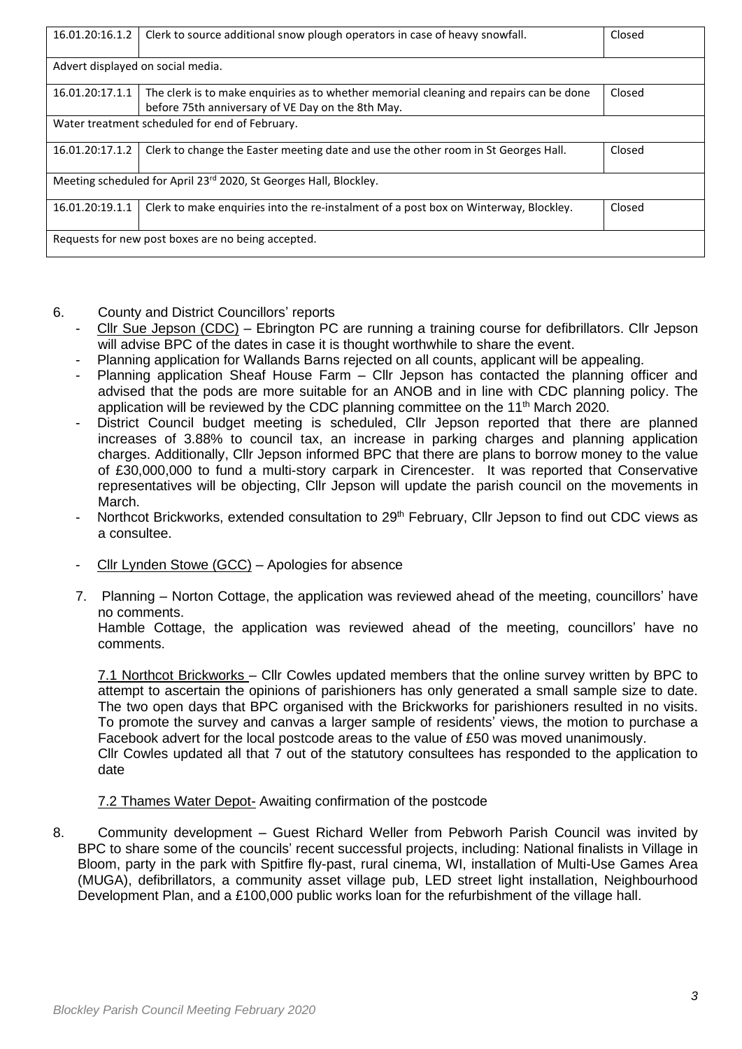| | | |
|---|---|---|
| 16.01.20:16.1.2 | Clerk to source additional snow plough operators in case of heavy snowfall. | Closed |
| Advert displayed on social media. | | |
| 16.01.20:17.1.1 | The clerk is to make enquiries as to whether memorial cleaning and repairs can be done before 75th anniversary of VE Day on the 8th May. | Closed |
| Water treatment scheduled for end of February. | | |
| 16.01.20:17.1.2 | Clerk to change the Easter meeting date and use the other room in St Georges Hall. | Closed |
| Meeting scheduled for April 23rd 2020, St Georges Hall, Blockley. | | |
| 16.01.20:19.1.1 | Clerk to make enquiries into the re-instalment of a post box on Winterway, Blockley. | Closed |
| Requests for new post boxes are no being accepted. | | |

6. County and District Councillors' reports
   - Cllr Sue Jepson (CDC) – Ebrington PC are running a training course for defibrillators. Cllr Jepson will advise BPC of the dates in case it is thought worthwhile to share the event.
   - Planning application for Wallands Barns rejected on all counts, applicant will be appealing.
   - Planning application Sheaf House Farm – Cllr Jepson has contacted the planning officer and advised that the pods are more suitable for an ANOB and in line with CDC planning policy. The application will be reviewed by the CDC planning committee on the 11th March 2020.
   - District Council budget meeting is scheduled, Cllr Jepson reported that there are planned increases of 3.88% to council tax, an increase in parking charges and planning application charges. Additionally, Cllr Jepson informed BPC that there are plans to borrow money to the value of £30,000,000 to fund a multi-story carpark in Cirencester. It was reported that Conservative representatives will be objecting, Cllr Jepson will update the parish council on the movements in March.
   - Northcot Brickworks, extended consultation to 29th February, Cllr Jepson to find out CDC views as a consultee.
   - Cllr Lynden Stowe (GCC) – Apologies for absence

7. Planning – Norton Cottage, the application was reviewed ahead of the meeting, councillors' have no comments.
   Hamble Cottage, the application was reviewed ahead of the meeting, councillors' have no comments.

   7.1 Northcot Brickworks – Cllr Cowles updated members that the online survey written by BPC to attempt to ascertain the opinions of parishioners has only generated a small sample size to date. The two open days that BPC organised with the Brickworks for parishioners resulted in no visits. To promote the survey and canvas a larger sample of residents' views, the motion to purchase a Facebook advert for the local postcode areas to the value of £50 was moved unanimously.
   Cllr Cowles updated all that 7 out of the statutory consultees has responded to the application to date

   7.2 Thames Water Depot- Awaiting confirmation of the postcode

8. Community development – Guest Richard Weller from Pebworh Parish Council was invited by BPC to share some of the councils' recent successful projects, including: National finalists in Village in Bloom, party in the park with Spitfire fly-past, rural cinema, WI, installation of Multi-Use Games Area (MUGA), defibrillators, a community asset village pub, LED street light installation, Neighbourhood Development Plan, and a £100,000 public works loan for the refurbishment of the village hall.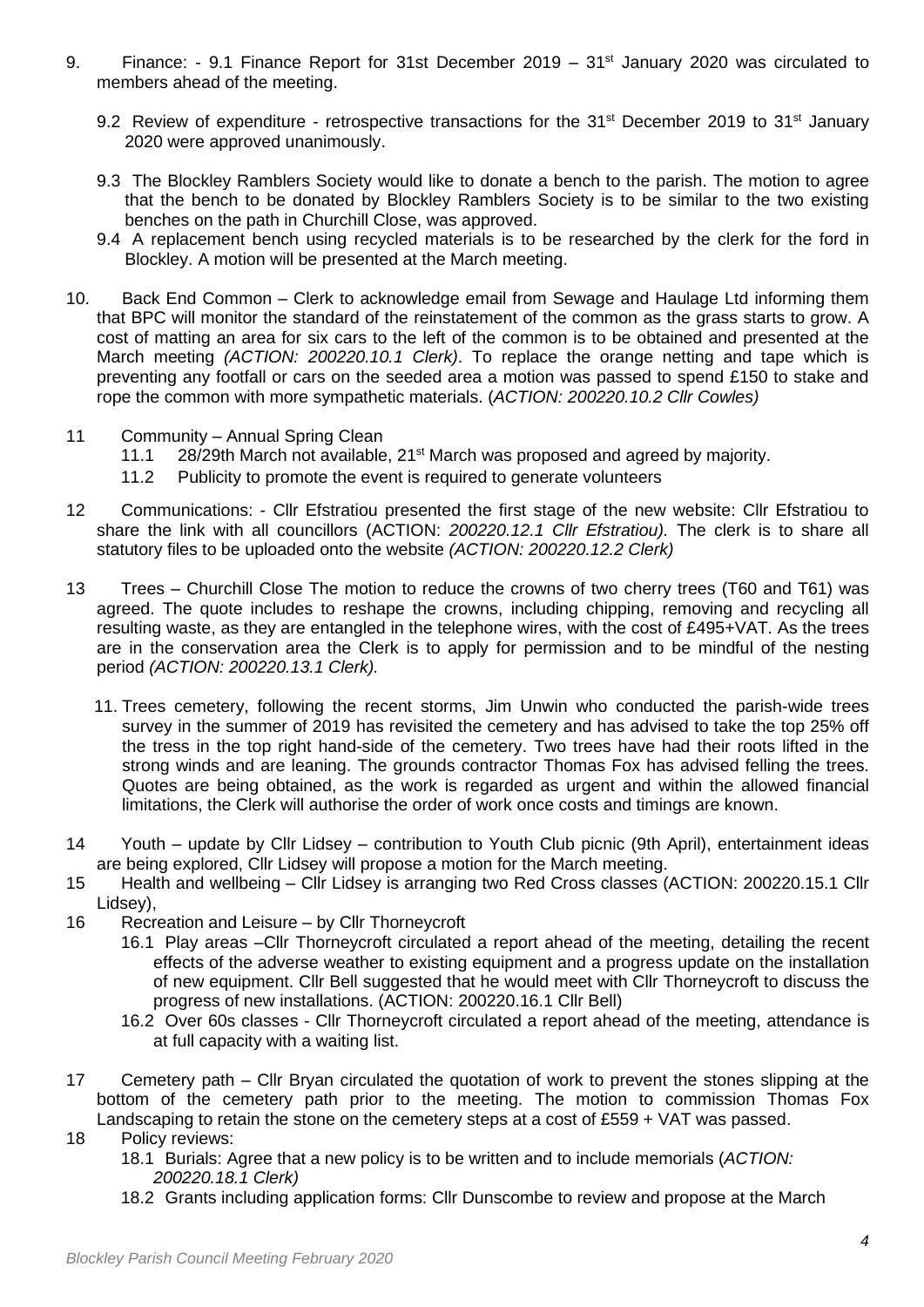9. Finance: - 9.1 Finance Report for 31st December 2019 – 31st January 2020 was circulated to members ahead of the meeting.

   9.2 Review of expenditure - retrospective transactions for the 31st December 2019 to 31st January 2020 were approved unanimously.

   9.3 The Blockley Ramblers Society would like to donate a bench to the parish. The motion to agree that the bench to be donated by Blockley Ramblers Society is to be similar to the two existing benches on the path in Churchill Close, was approved.

   9.4 A replacement bench using recycled materials is to be researched by the clerk for the ford in Blockley. A motion will be presented at the March meeting.

10. Back End Common – Clerk to acknowledge email from Sewage and Haulage Ltd informing them that BPC will monitor the standard of the reinstatement of the common as the grass starts to grow. A cost of matting an area for six cars to the left of the common is to be obtained and presented at the March meeting *(ACTION: 200220.10.1 Clerk)*. To replace the orange netting and tape which is preventing any footfall or cars on the seeded area a motion was passed to spend £150 to stake and rope the common with more sympathetic materials. (*ACTION: 200220.10.2 Cllr Cowles)*

11 Community – Annual Spring Clean
   11.1 28/29th March not available, 21st March was proposed and agreed by majority.
   11.2 Publicity to promote the event is required to generate volunteers

12 Communications: - Cllr Efstratiou presented the first stage of the new website: Cllr Efstratiou to share the link with all councillors (ACTION: *200220.12.1 Cllr Efstratiou).* The clerk is to share all statutory files to be uploaded onto the website *(ACTION: 200220.12.2 Clerk)*

13 Trees – Churchill Close The motion to reduce the crowns of two cherry trees (T60 and T61) was agreed. The quote includes to reshape the crowns, including chipping, removing and recycling all resulting waste, as they are entangled in the telephone wires, with the cost of £495+VAT. As the trees are in the conservation area the Clerk is to apply for permission and to be mindful of the nesting period *(ACTION: 200220.13.1 Clerk).*

   11. Trees cemetery, following the recent storms, Jim Unwin who conducted the parish-wide trees survey in the summer of 2019 has revisited the cemetery and has advised to take the top 25% off the tress in the top right hand-side of the cemetery. Two trees have had their roots lifted in the strong winds and are leaning. The grounds contractor Thomas Fox has advised felling the trees. Quotes are being obtained, as the work is regarded as urgent and within the allowed financial limitations, the Clerk will authorise the order of work once costs and timings are known.

14 Youth – update by Cllr Lidsey – contribution to Youth Club picnic (9th April), entertainment ideas are being explored, Cllr Lidsey will propose a motion for the March meeting.

15 Health and wellbeing – Cllr Lidsey is arranging two Red Cross classes (ACTION: 200220.15.1 Cllr Lidsey),

16 Recreation and Leisure – by Cllr Thorneycroft
   16.1 Play areas –Cllr Thorneycroft circulated a report ahead of the meeting, detailing the recent effects of the adverse weather to existing equipment and a progress update on the installation of new equipment. Cllr Bell suggested that he would meet with Cllr Thorneycroft to discuss the progress of new installations. (ACTION: 200220.16.1 Cllr Bell)
   16.2 Over 60s classes - Cllr Thorneycroft circulated a report ahead of the meeting, attendance is at full capacity with a waiting list.

17 Cemetery path – Cllr Bryan circulated the quotation of work to prevent the stones slipping at the bottom of the cemetery path prior to the meeting. The motion to commission Thomas Fox Landscaping to retain the stone on the cemetery steps at a cost of £559 + VAT was passed.

18 Policy reviews:
   18.1 Burials: Agree that a new policy is to be written and to include memorials (*ACTION: 200220.18.1 Clerk)*
   18.2 Grants including application forms: Cllr Dunscombe to review and propose at the March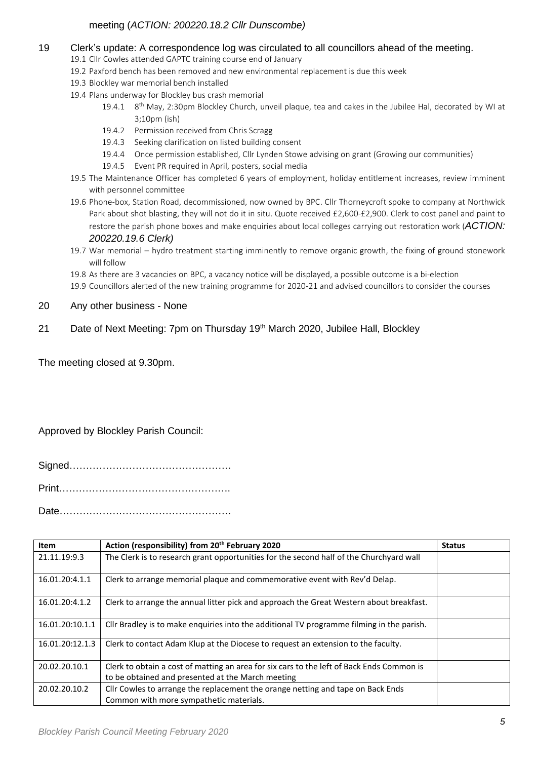meeting (*ACTION: 200220.18.2 Cllr Dunscombe)*

19 Clerk's update: A correspondence log was circulated to all councillors ahead of the meeting.

19.1 Cllr Cowles attended GAPTC training course end of January

19.2 Paxford bench has been removed and new environmental replacement is due this week

19.3 Blockley war memorial bench installed

19.4 Plans underway for Blockley bus crash memorial

19.4.1 8th May, 2:30pm Blockley Church, unveil plaque, tea and cakes in the Jubilee Hal, decorated by WI at 3;10pm (ish)

19.4.2 Permission received from Chris Scragg

19.4.3 Seeking clarification on listed building consent

19.4.4 Once permission established, Cllr Lynden Stowe advising on grant (Growing our communities)

19.4.5 Event PR required in April, posters, social media

19.5 The Maintenance Officer has completed 6 years of employment, holiday entitlement increases, review imminent with personnel committee

19.6 Phone-box, Station Road, decommissioned, now owned by BPC. Cllr Thorneycroft spoke to company at Northwick Park about shot blasting, they will not do it in situ. Quote received £2,600-£2,900. Clerk to cost panel and paint to restore the parish phone boxes and make enquiries about local colleges carrying out restoration work (*ACTION: 200220.19.6 Clerk)*

19.7 War memorial – hydro treatment starting imminently to remove organic growth, the fixing of ground stonework will follow

19.8 As there are 3 vacancies on BPC, a vacancy notice will be displayed, a possible outcome is a bi-election

19.9 Councillors alerted of the new training programme for 2020-21 and advised councillors to consider the courses

20 Any other business - None

21 Date of Next Meeting: 7pm on Thursday 19th March 2020, Jubilee Hall, Blockley

The meeting closed at 9.30pm.

Approved by Blockley Parish Council:

Signed………………………………………….

Print…………………………………………….

Date…………………………………………….

| Item | Action (responsibility) from 20th February 2020 | Status |
|---|---|---|
| 21.11.19:9.3 | The Clerk is to research grant opportunities for the second half of the Churchyard wall | |
| 16.01.20:4.1.1 | Clerk to arrange memorial plaque and commemorative event with Rev'd Delap. | |
| 16.01.20:4.1.2 | Clerk to arrange the annual litter pick and approach the Great Western about breakfast. | |
| 16.01.20:10.1.1 | Cllr Bradley is to make enquiries into the additional TV programme filming in the parish. | |
| 16.01.20:12.1.3 | Clerk to contact Adam Klup at the Diocese to request an extension to the faculty. | |
| 20.02.20.10.1 | Clerk to obtain a cost of matting an area for six cars to the left of Back Ends Common is to be obtained and presented at the March meeting | |
| 20.02.20.10.2 | Cllr Cowles to arrange the replacement the orange netting and tape on Back Ends Common with more sympathetic materials. | |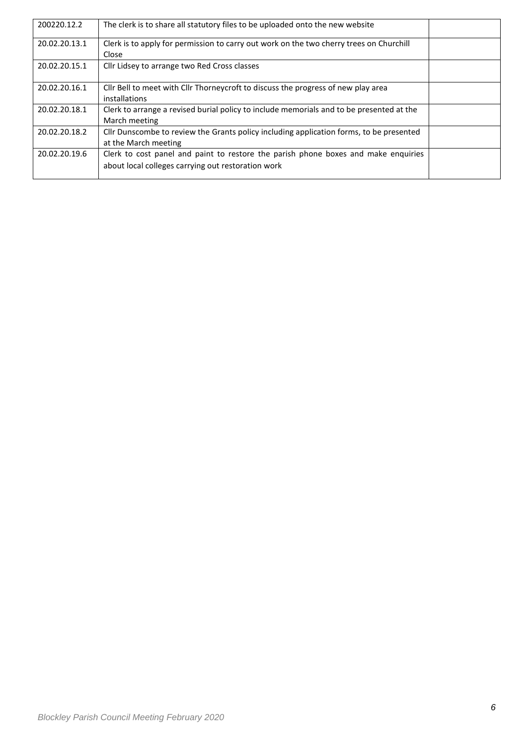| | | |
|---|---|---|
| 200220.12.2 | The clerk is to share all statutory files to be uploaded onto the new website | |
| 20.02.20.13.1 | Clerk is to apply for permission to carry out work on the two cherry trees on Churchill Close | |
| 20.02.20.15.1 | Cllr Lidsey to arrange two Red Cross classes | |
| 20.02.20.16.1 | Cllr Bell to meet with Cllr Thorneycroft to discuss the progress of new play area installations | |
| 20.02.20.18.1 | Clerk to arrange a revised burial policy to include memorials and to be presented at the March meeting | |
| 20.02.20.18.2 | Cllr Dunscombe to review the Grants policy including application forms, to be presented at the March meeting | |
| 20.02.20.19.6 | Clerk to cost panel and paint to restore the parish phone boxes and make enquiries about local colleges carrying out restoration work | |